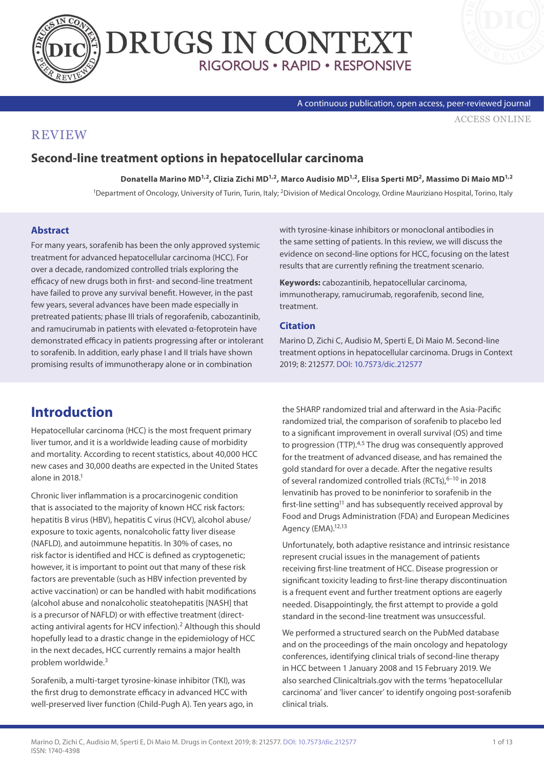REVIEW

# Second-line treatment options in hepatocellular carcinoma

**Donatella Marino MD[1,2], Clizia Zichi MD[1,2], Marco Audisio MD[1,2], Elisa Sperti MD[2], Massimo Di Maio MD[1,2]**

[1]Department of Oncology, University of Turin, Turin, Italy; [2]Division of Medical Oncology, Ordine Mauriziano Hospital, Torino, Italy

## Abstract

For many years, sorafenib has been the only approved systemic treatment for advanced hepatocellular carcinoma (HCC). For over a decade, randomized controlled trials exploring the efficacy of new drugs both in first- and second-line treatment have failed to prove any survival benefit. However, in the past few years, several advances have been made especially in pretreated patients; phase III trials of regorafenib, cabozantinib, and ramucirumab in patients with elevated α-fetoprotein have demonstrated efficacy in patients progressing after or intolerant to sorafenib. In addition, early phase I and II trials have shown promising results of immunotherapy alone or in combination with tyrosine-kinase inhibitors or monoclonal antibodies in the same setting of patients. In this review, we will discuss the evidence on second-line options for HCC, focusing on the latest results that are currently refining the treatment scenario.

**Keywords:** cabozantinib, hepatocellular carcinoma, immunotherapy, ramucirumab, regorafenib, second line, treatment.

### Citation

Marino D, Zichi C, Audisio M, Sperti E, Di Maio M. Second-line treatment options in hepatocellular carcinoma. Drugs in Context 2019; 8: 212577. DOI: 10.7573/dic.212577

## Introduction

Hepatocellular carcinoma (HCC) is the most frequent primary liver tumor, and it is a worldwide leading cause of morbidity and mortality. According to recent statistics, about 40,000 HCC new cases and 30,000 deaths are expected in the United States alone in 2018.[1]

Chronic liver inflammation is a procarcinogenic condition that is associated to the majority of known HCC risk factors: hepatitis B virus (HBV), hepatitis C virus (HCV), alcohol abuse/exposure to toxic agents, nonalcoholic fatty liver disease (NAFLD), and autoimmune hepatitis. In 30% of cases, no risk factor is identified and HCC is defined as cryptogenetic; however, it is important to point out that many of these risk factors are preventable (such as HBV infection prevented by active vaccination) or can be handled with habit modifications (alcohol abuse and nonalcoholic steatohepatitis [NASH] that is a precursor of NAFLD) or with effective treatment (direct-acting antiviral agents for HCV infection).[2] Although this should hopefully lead to a drastic change in the epidemiology of HCC in the next decades, HCC currently remains a major health problem worldwide.[3]

Sorafenib, a multi-target tyrosine-kinase inhibitor (TKI), was the first drug to demonstrate efficacy in advanced HCC with well-preserved liver function (Child-Pugh A). Ten years ago, in the SHARP randomized trial and afterward in the Asia-Pacific randomized trial, the comparison of sorafenib to placebo led to a significant improvement in overall survival (OS) and time to progression (TTP).[4,5] The drug was consequently approved for the treatment of advanced disease, and has remained the gold standard for over a decade. After the negative results of several randomized controlled trials (RCTs),[6–10] in 2018 lenvatinib has proved to be noninferior to sorafenib in the first-line setting[11] and has subsequently received approval by Food and Drugs Administration (FDA) and European Medicines Agency (EMA).[12,13]

Unfortunately, both adaptive resistance and intrinsic resistance represent crucial issues in the management of patients receiving first-line treatment of HCC. Disease progression or significant toxicity leading to first-line therapy discontinuation is a frequent event and further treatment options are eagerly needed. Disappointingly, the first attempt to provide a gold standard in the second-line treatment was unsuccessful.

We performed a structured search on the PubMed database and on the proceedings of the main oncology and hepatology conferences, identifying clinical trials of second-line therapy in HCC between 1 January 2008 and 15 February 2019. We also searched Clinicaltrials.gov with the terms 'hepatocellular carcinoma' and 'liver cancer' to identify ongoing post-sorafenib clinical trials.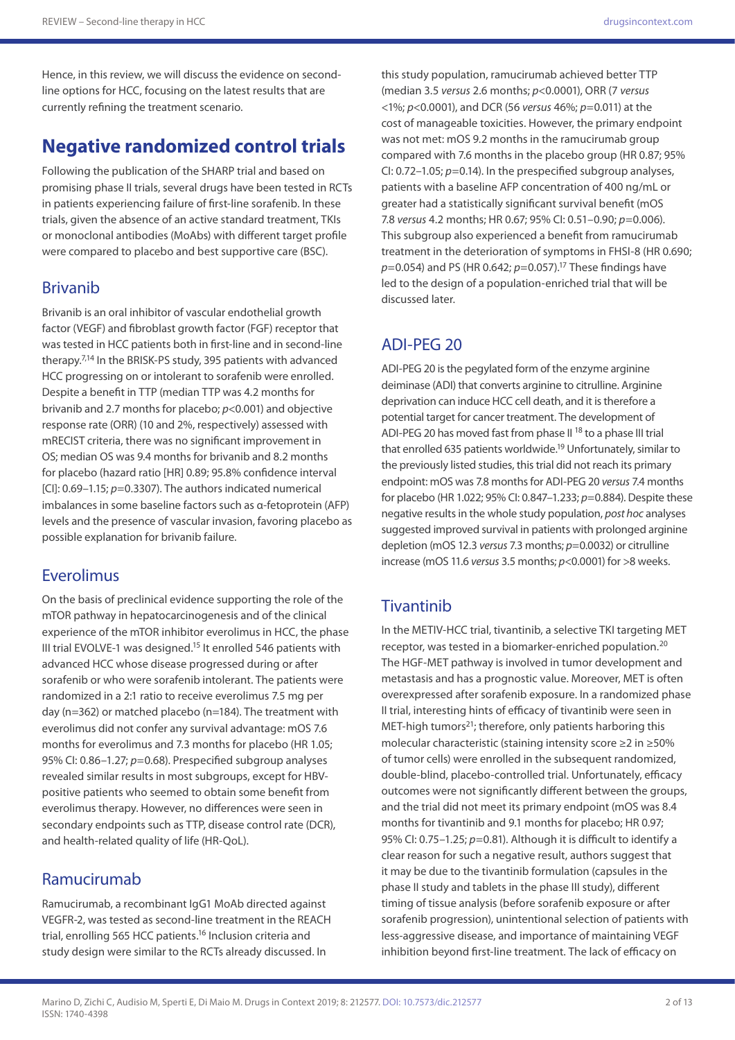Hence, in this review, we will discuss the evidence on second-line options for HCC, focusing on the latest results that are currently refining the treatment scenario.

# Negative randomized control trials

Following the publication of the SHARP trial and based on promising phase II trials, several drugs have been tested in RCTs in patients experiencing failure of first-line sorafenib. In these trials, given the absence of an active standard treatment, TKIs or monoclonal antibodies (MoAbs) with different target profile were compared to placebo and best supportive care (BSC).

## Brivanib

Brivanib is an oral inhibitor of vascular endothelial growth factor (VEGF) and fibroblast growth factor (FGF) receptor that was tested in HCC patients both in first-line and in second-line therapy.[7,14] In the BRISK-PS study, 395 patients with advanced HCC progressing on or intolerant to sorafenib were enrolled. Despite a benefit in TTP (median TTP was 4.2 months for brivanib and 2.7 months for placebo; $p<0.001$) and objective response rate (ORR) (10 and 2%, respectively) assessed with mRECIST criteria, there was no significant improvement in OS; median OS was 9.4 months for brivanib and 8.2 months for placebo (hazard ratio [HR] 0.89; 95.8% confidence interval [CI]: 0.69–1.15; $p=0.3307$). The authors indicated numerical imbalances in some baseline factors such as α-fetoprotein (AFP) levels and the presence of vascular invasion, favoring placebo as possible explanation for brivanib failure.

## Everolimus

On the basis of preclinical evidence supporting the role of the mTOR pathway in hepatocarcinogenesis and of the clinical experience of the mTOR inhibitor everolimus in HCC, the phase III trial EVOLVE-1 was designed.[15] It enrolled 546 patients with advanced HCC whose disease progressed during or after sorafenib or who were sorafenib intolerant. The patients were randomized in a 2:1 ratio to receive everolimus 7.5 mg per day (n=362) or matched placebo (n=184). The treatment with everolimus did not confer any survival advantage: mOS 7.6 months for everolimus and 7.3 months for placebo (HR 1.05; 95% CI: 0.86–1.27; $p=0.68$). Prespecified subgroup analyses revealed similar results in most subgroups, except for HBV-positive patients who seemed to obtain some benefit from everolimus therapy. However, no differences were seen in secondary endpoints such as TTP, disease control rate (DCR), and health-related quality of life (HR-QoL).

## Ramucirumab

Ramucirumab, a recombinant IgG1 MoAb directed against VEGFR-2, was tested as second-line treatment in the REACH trial, enrolling 565 HCC patients.[16] Inclusion criteria and study design were similar to the RCTs already discussed. In this study population, ramucirumab achieved better TTP (median 3.5 *versus* 2.6 months; $p<0.0001$), ORR (7 *versus* <1%; $p<0.0001$), and DCR (56 *versus* 46%; $p=0.011$) at the cost of manageable toxicities. However, the primary endpoint was not met: mOS 9.2 months in the ramucirumab group compared with 7.6 months in the placebo group (HR 0.87; 95% CI: 0.72–1.05; $p=0.14$). In the prespecified subgroup analyses, patients with a baseline AFP concentration of 400 ng/mL or greater had a statistically significant survival benefit (mOS 7.8 *versus* 4.2 months; HR 0.67; 95% CI: 0.51–0.90; $p=0.006$). This subgroup also experienced a benefit from ramucirumab treatment in the deterioration of symptoms in FHSI-8 (HR 0.690; $p=0.054$) and PS (HR 0.642; $p=0.057$).[17] These findings have led to the design of a population-enriched trial that will be discussed later.

## ADI-PEG 20

ADI-PEG 20 is the pegylated form of the enzyme arginine deiminase (ADI) that converts arginine to citrulline. Arginine deprivation can induce HCC cell death, and it is therefore a potential target for cancer treatment. The development of ADI-PEG 20 has moved fast from phase II [18] to a phase III trial that enrolled 635 patients worldwide.[19] Unfortunately, similar to the previously listed studies, this trial did not reach its primary endpoint: mOS was 7.8 months for ADI-PEG 20 *versus* 7.4 months for placebo (HR 1.022; 95% CI: 0.847–1.233; $p=0.884$). Despite these negative results in the whole study population, *post hoc* analyses suggested improved survival in patients with prolonged arginine depletion (mOS 12.3 *versus* 7.3 months; $p=0.0032$) or citrulline increase (mOS 11.6 *versus* 3.5 months; $p<0.0001$) for >8 weeks.

## Tivantinib

In the METIV-HCC trial, tivantinib, a selective TKI targeting MET receptor, was tested in a biomarker-enriched population.[20] The HGF-MET pathway is involved in tumor development and metastasis and has a prognostic value. Moreover, MET is often overexpressed after sorafenib exposure. In a randomized phase II trial, interesting hints of efficacy of tivantinib were seen in MET-high tumors[21]; therefore, only patients harboring this molecular characteristic (staining intensity score ≥2 in ≥50% of tumor cells) were enrolled in the subsequent randomized, double-blind, placebo-controlled trial. Unfortunately, efficacy outcomes were not significantly different between the groups, and the trial did not meet its primary endpoint (mOS was 8.4 months for tivantinib and 9.1 months for placebo; HR 0.97; 95% CI: 0.75–1.25; $p=0.81$). Although it is difficult to identify a clear reason for such a negative result, authors suggest that it may be due to the tivantinib formulation (capsules in the phase II study and tablets in the phase III study), different timing of tissue analysis (before sorafenib exposure or after sorafenib progression), unintentional selection of patients with less-aggressive disease, and importance of maintaining VEGF inhibition beyond first-line treatment. The lack of efficacy on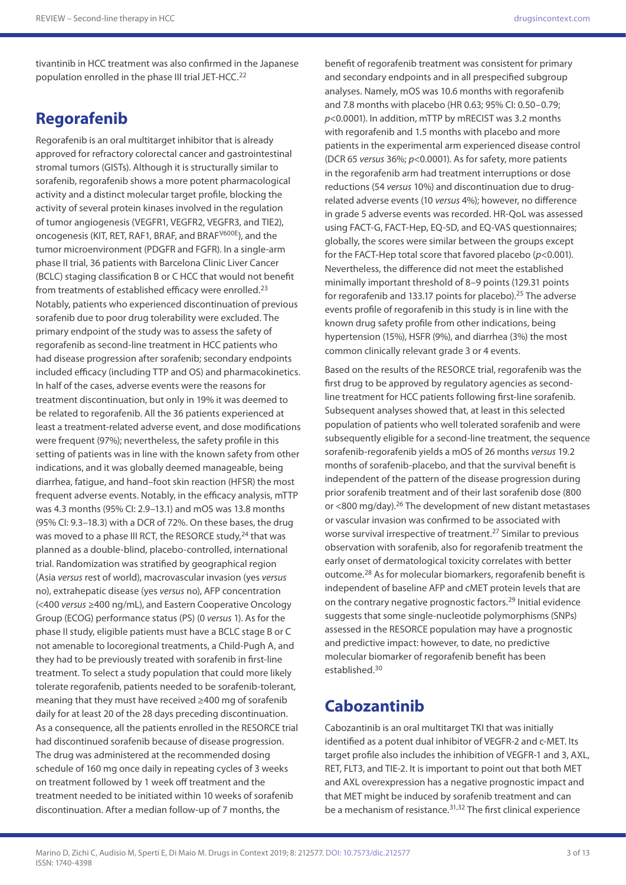tivantinib in HCC treatment was also confirmed in the Japanese population enrolled in the phase III trial JET-HCC.[22]

## Regorafenib

Regorafenib is an oral multitarget inhibitor that is already approved for refractory colorectal cancer and gastrointestinal stromal tumors (GISTs). Although it is structurally similar to sorafenib, regorafenib shows a more potent pharmacological activity and a distinct molecular target profile, blocking the activity of several protein kinases involved in the regulation of tumor angiogenesis (VEGFR1, VEGFR2, VEGFR3, and TIE2), oncogenesis (KIT, RET, RAF1, BRAF, and BRAF$^{V600E}$), and the tumor microenvironment (PDGFR and FGFR). In a single-arm phase II trial, 36 patients with Barcelona Clinic Liver Cancer (BCLC) staging classification B or C HCC that would not benefit from treatments of established efficacy were enrolled.[23] Notably, patients who experienced discontinuation of previous sorafenib due to poor drug tolerability were excluded. The primary endpoint of the study was to assess the safety of regorafenib as second-line treatment in HCC patients who had disease progression after sorafenib; secondary endpoints included efficacy (including TTP and OS) and pharmacokinetics. In half of the cases, adverse events were the reasons for treatment discontinuation, but only in 19% it was deemed to be related to regorafenib. All the 36 patients experienced at least a treatment-related adverse event, and dose modifications were frequent (97%); nevertheless, the safety profile in this setting of patients was in line with the known safety from other indications, and it was globally deemed manageable, being diarrhea, fatigue, and hand–foot skin reaction (HFSR) the most frequent adverse events. Notably, in the efficacy analysis, mTTP was 4.3 months (95% CI: 2.9–13.1) and mOS was 13.8 months (95% CI: 9.3–18.3) with a DCR of 72%. On these bases, the drug was moved to a phase III RCT, the RESORCE study,[24] that was planned as a double-blind, placebo-controlled, international trial. Randomization was stratified by geographical region (Asia *versus* rest of world), macrovascular invasion (yes *versus* no), extrahepatic disease (yes *versus* no), AFP concentration (<400 *versus* ≥400 ng/mL), and Eastern Cooperative Oncology Group (ECOG) performance status (PS) (0 *versus* 1). As for the phase II study, eligible patients must have a BCLC stage B or C not amenable to locoregional treatments, a Child-Pugh A, and they had to be previously treated with sorafenib in first-line treatment. To select a study population that could more likely tolerate regorafenib, patients needed to be sorafenib-tolerant, meaning that they must have received ≥400 mg of sorafenib daily for at least 20 of the 28 days preceding discontinuation. As a consequence, all the patients enrolled in the RESORCE trial had discontinued sorafenib because of disease progression. The drug was administered at the recommended dosing schedule of 160 mg once daily in repeating cycles of 3 weeks on treatment followed by 1 week off treatment and the treatment needed to be initiated within 10 weeks of sorafenib discontinuation. After a median follow-up of 7 months, the benefit of regorafenib treatment was consistent for primary and secondary endpoints and in all prespecified subgroup analyses. Namely, mOS was 10.6 months with regorafenib and 7.8 months with placebo (HR 0.63; 95% CI: 0.50–0.79; $p<0.0001$). In addition, mTTP by mRECIST was 3.2 months with regorafenib and 1.5 months with placebo and more patients in the experimental arm experienced disease control (DCR 65 *versus* 36%; $p<0.0001$). As for safety, more patients in the regorafenib arm had treatment interruptions or dose reductions (54 *versus* 10%) and discontinuation due to drug-related adverse events (10 *versus* 4%); however, no difference in grade 5 adverse events was recorded. HR-QoL was assessed using FACT-G, FACT-Hep, EQ-5D, and EQ-VAS questionnaires; globally, the scores were similar between the groups except for the FACT-Hep total score that favored placebo ($p<0.001$). Nevertheless, the difference did not meet the established minimally important threshold of 8–9 points (129.31 points for regorafenib and 133.17 points for placebo).[25] The adverse events profile of regorafenib in this study is in line with the known drug safety profile from other indications, being hypertension (15%), HSFR (9%), and diarrhea (3%) the most common clinically relevant grade 3 or 4 events.

Based on the results of the RESORCE trial, regorafenib was the first drug to be approved by regulatory agencies as second-line treatment for HCC patients following first-line sorafenib. Subsequent analyses showed that, at least in this selected population of patients who well tolerated sorafenib and were subsequently eligible for a second-line treatment, the sequence sorafenib-regorafenib yields a mOS of 26 months *versus* 19.2 months of sorafenib-placebo, and that the survival benefit is independent of the pattern of the disease progression during prior sorafenib treatment and of their last sorafenib dose (800 or <800 mg/day).[26] The development of new distant metastases or vascular invasion was confirmed to be associated with worse survival irrespective of treatment.[27] Similar to previous observation with sorafenib, also for regorafenib treatment the early onset of dermatological toxicity correlates with better outcome.[28] As for molecular biomarkers, regorafenib benefit is independent of baseline AFP and cMET protein levels that are on the contrary negative prognostic factors.[29] Initial evidence suggests that some single-nucleotide polymorphisms (SNPs) assessed in the RESORCE population may have a prognostic and predictive impact: however, to date, no predictive molecular biomarker of regorafenib benefit has been established.[30]

## Cabozantinib

Cabozantinib is an oral multitarget TKI that was initially identified as a potent dual inhibitor of VEGFR-2 and c-MET. Its target profile also includes the inhibition of VEGFR-1 and 3, AXL, RET, FLT3, and TIE-2. It is important to point out that both MET and AXL overexpression has a negative prognostic impact and that MET might be induced by sorafenib treatment and can be a mechanism of resistance.[31,32] The first clinical experience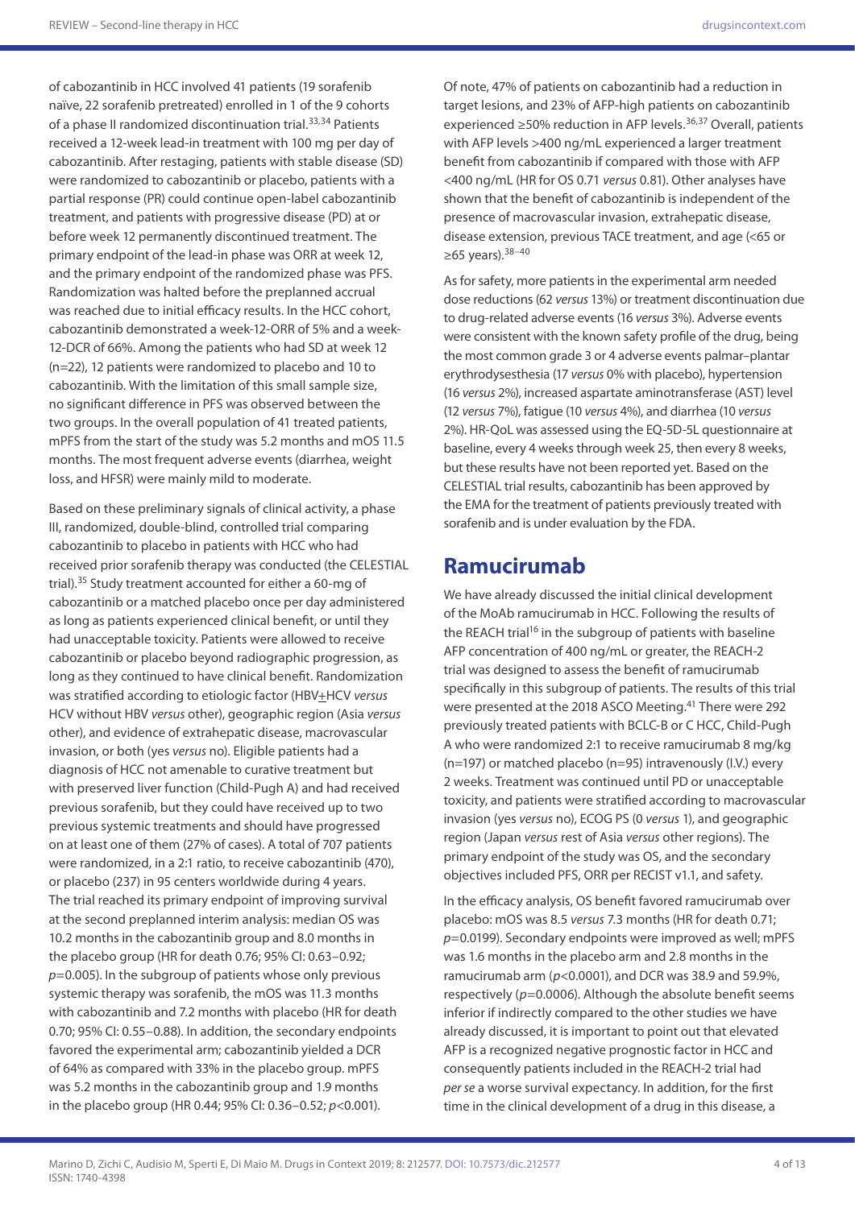of cabozantinib in HCC involved 41 patients (19 sorafenib naïve, 22 sorafenib pretreated) enrolled in 1 of the 9 cohorts of a phase II randomized discontinuation trial.[33,34] Patients received a 12-week lead-in treatment with 100 mg per day of cabozantinib. After restaging, patients with stable disease (SD) were randomized to cabozantinib or placebo, patients with a partial response (PR) could continue open-label cabozantinib treatment, and patients with progressive disease (PD) at or before week 12 permanently discontinued treatment. The primary endpoint of the lead-in phase was ORR at week 12, and the primary endpoint of the randomized phase was PFS. Randomization was halted before the preplanned accrual was reached due to initial efficacy results. In the HCC cohort, cabozantinib demonstrated a week-12-ORR of 5% and a week-12-DCR of 66%. Among the patients who had SD at week 12 (n=22), 12 patients were randomized to placebo and 10 to cabozantinib. With the limitation of this small sample size, no significant difference in PFS was observed between the two groups. In the overall population of 41 treated patients, mPFS from the start of the study was 5.2 months and mOS 11.5 months. The most frequent adverse events (diarrhea, weight loss, and HFSR) were mainly mild to moderate.

Based on these preliminary signals of clinical activity, a phase III, randomized, double-blind, controlled trial comparing cabozantinib to placebo in patients with HCC who had received prior sorafenib therapy was conducted (the CELESTIAL trial).[35] Study treatment accounted for either a 60-mg of cabozantinib or a matched placebo once per day administered as long as patients experienced clinical benefit, or until they had unacceptable toxicity. Patients were allowed to receive cabozantinib or placebo beyond radiographic progression, as long as they continued to have clinical benefit. Randomization was stratified according to etiologic factor (HBV±HCV *versus* HCV without HBV *versus* other), geographic region (Asia *versus* other), and evidence of extrahepatic disease, macrovascular invasion, or both (yes *versus* no). Eligible patients had a diagnosis of HCC not amenable to curative treatment but with preserved liver function (Child-Pugh A) and had received previous sorafenib, but they could have received up to two previous systemic treatments and should have progressed on at least one of them (27% of cases). A total of 707 patients were randomized, in a 2:1 ratio, to receive cabozantinib (470), or placebo (237) in 95 centers worldwide during 4 years. The trial reached its primary endpoint of improving survival at the second preplanned interim analysis: median OS was 10.2 months in the cabozantinib group and 8.0 months in the placebo group (HR for death 0.76; 95% CI: 0.63–0.92; $p$=0.005). In the subgroup of patients whose only previous systemic therapy was sorafenib, the mOS was 11.3 months with cabozantinib and 7.2 months with placebo (HR for death 0.70; 95% CI: 0.55–0.88). In addition, the secondary endpoints favored the experimental arm; cabozantinib yielded a DCR of 64% as compared with 33% in the placebo group. mPFS was 5.2 months in the cabozantinib group and 1.9 months in the placebo group (HR 0.44; 95% CI: 0.36–0.52; $p$<0.001).

Of note, 47% of patients on cabozantinib had a reduction in target lesions, and 23% of AFP-high patients on cabozantinib experienced ≥50% reduction in AFP levels.[36,37] Overall, patients with AFP levels >400 ng/mL experienced a larger treatment benefit from cabozantinib if compared with those with AFP <400 ng/mL (HR for OS 0.71 *versus* 0.81). Other analyses have shown that the benefit of cabozantinib is independent of the presence of macrovascular invasion, extrahepatic disease, disease extension, previous TACE treatment, and age (<65 or ≥65 years).[38–40]

As for safety, more patients in the experimental arm needed dose reductions (62 *versus* 13%) or treatment discontinuation due to drug-related adverse events (16 *versus* 3%). Adverse events were consistent with the known safety profile of the drug, being the most common grade 3 or 4 adverse events palmar–plantar erythrodysesthesia (17 *versus* 0% with placebo), hypertension (16 *versus* 2%), increased aspartate aminotransferase (AST) level (12 *versus* 7%), fatigue (10 *versus* 4%), and diarrhea (10 *versus* 2%). HR-QoL was assessed using the EQ-5D-5L questionnaire at baseline, every 4 weeks through week 25, then every 8 weeks, but these results have not been reported yet. Based on the CELESTIAL trial results, cabozantinib has been approved by the EMA for the treatment of patients previously treated with sorafenib and is under evaluation by the FDA.

## Ramucirumab

We have already discussed the initial clinical development of the MoAb ramucirumab in HCC. Following the results of the REACH trial[16] in the subgroup of patients with baseline AFP concentration of 400 ng/mL or greater, the REACH-2 trial was designed to assess the benefit of ramucirumab specifically in this subgroup of patients. The results of this trial were presented at the 2018 ASCO Meeting.[41] There were 292 previously treated patients with BCLC-B or C HCC, Child-Pugh A who were randomized 2:1 to receive ramucirumab 8 mg/kg (n=197) or matched placebo (n=95) intravenously (I.V.) every 2 weeks. Treatment was continued until PD or unacceptable toxicity, and patients were stratified according to macrovascular invasion (yes *versus* no), ECOG PS (0 *versus* 1), and geographic region (Japan *versus* rest of Asia *versus* other regions). The primary endpoint of the study was OS, and the secondary objectives included PFS, ORR per RECIST v1.1, and safety.

In the efficacy analysis, OS benefit favored ramucirumab over placebo: mOS was 8.5 *versus* 7.3 months (HR for death 0.71; $p$=0.0199). Secondary endpoints were improved as well; mPFS was 1.6 months in the placebo arm and 2.8 months in the ramucirumab arm ($p$<0.0001), and DCR was 38.9 and 59.9%, respectively ($p$=0.0006). Although the absolute benefit seems inferior if indirectly compared to the other studies we have already discussed, it is important to point out that elevated AFP is a recognized negative prognostic factor in HCC and consequently patients included in the REACH-2 trial had *per se* a worse survival expectancy. In addition, for the first time in the clinical development of a drug in this disease, a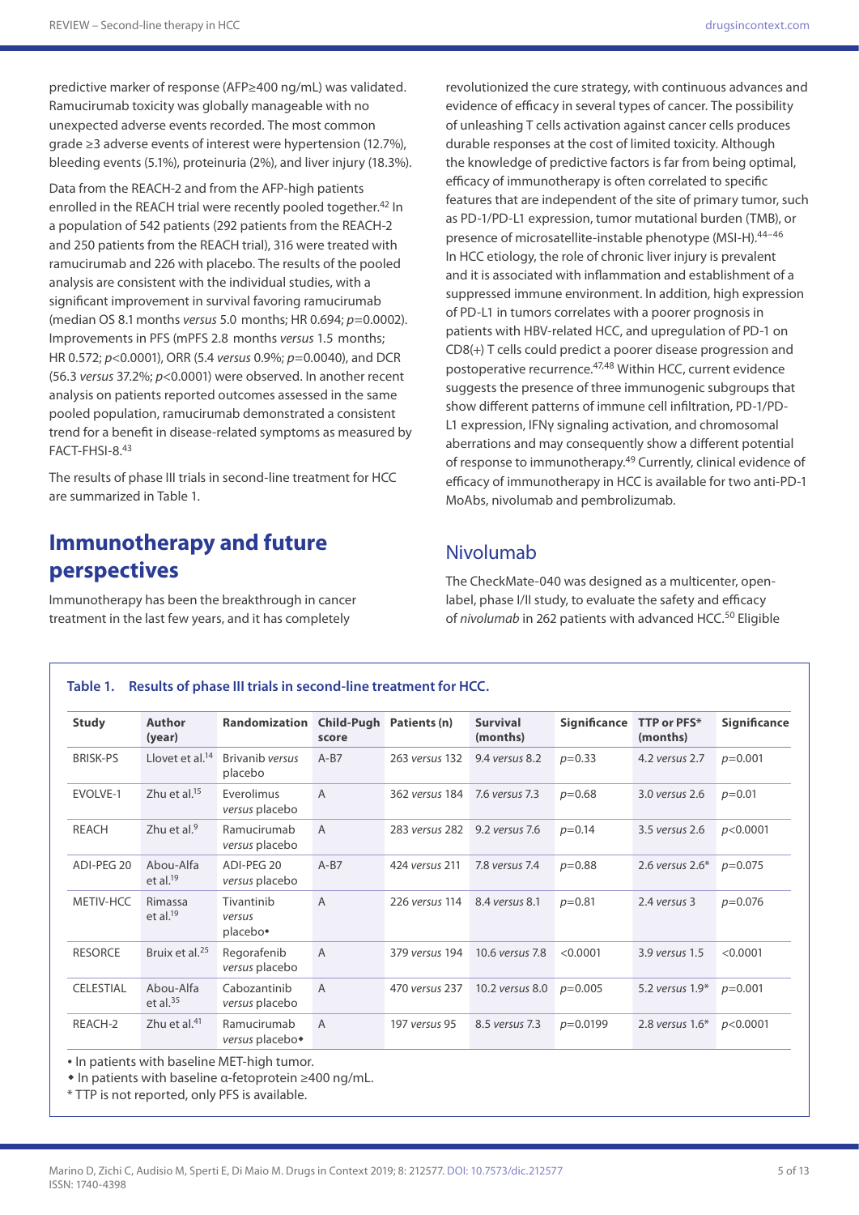predictive marker of response (AFP≥400 ng/mL) was validated. Ramucirumab toxicity was globally manageable with no unexpected adverse events recorded. The most common grade ≥3 adverse events of interest were hypertension (12.7%), bleeding events (5.1%), proteinuria (2%), and liver injury (18.3%).

Data from the REACH-2 and from the AFP-high patients enrolled in the REACH trial were recently pooled together.[42] In a population of 542 patients (292 patients from the REACH-2 and 250 patients from the REACH trial), 316 were treated with ramucirumab and 226 with placebo. The results of the pooled analysis are consistent with the individual studies, with a significant improvement in survival favoring ramucirumab (median OS 8.1 months *versus* 5.0 months; HR 0.694; *p*=0.0002). Improvements in PFS (mPFS 2.8 months *versus* 1.5 months; HR 0.572; *p*<0.0001), ORR (5.4 *versus* 0.9%; *p*=0.0040), and DCR (56.3 *versus* 37.2%; *p*<0.0001) were observed. In another recent analysis on patients reported outcomes assessed in the same pooled population, ramucirumab demonstrated a consistent trend for a benefit in disease-related symptoms as measured by FACT-FHSI-8.[43]

The results of phase III trials in second-line treatment for HCC are summarized in Table 1.

## Immunotherapy and future perspectives

Immunotherapy has been the breakthrough in cancer treatment in the last few years, and it has completely revolutionized the cure strategy, with continuous advances and evidence of efficacy in several types of cancer. The possibility of unleashing T cells activation against cancer cells produces durable responses at the cost of limited toxicity. Although the knowledge of predictive factors is far from being optimal, efficacy of immunotherapy is often correlated to specific features that are independent of the site of primary tumor, such as PD-1/PD-L1 expression, tumor mutational burden (TMB), or presence of microsatellite-instable phenotype (MSI-H).[44–46] In HCC etiology, the role of chronic liver injury is prevalent and it is associated with inflammation and establishment of a suppressed immune environment. In addition, high expression of PD-L1 in tumors correlates with a poorer prognosis in patients with HBV-related HCC, and upregulation of PD-1 on CD8(+) T cells could predict a poorer disease progression and postoperative recurrence.[47,48] Within HCC, current evidence suggests the presence of three immunogenic subgroups that show different patterns of immune cell infiltration, PD-1/PD-L1 expression, IFNγ signaling activation, and chromosomal aberrations and may consequently show a different potential of response to immunotherapy.[49] Currently, clinical evidence of efficacy of immunotherapy in HCC is available for two anti-PD-1 MoAbs, nivolumab and pembrolizumab.

### Nivolumab

The CheckMate-040 was designed as a multicenter, open-label, phase I/II study, to evaluate the safety and efficacy of *nivolumab* in 262 patients with advanced HCC.[50] Eligible

**Table 1. Results of phase III trials in second-line treatment for HCC.**

| Study | Author (year) | Randomization | Child-Pugh score | Patients (n) | Survival (months) | Significance | TTP or PFS* (months) | Significance |
|---|---|---|---|---|---|---|---|---|
| BRISK-PS | Llovet et al.[14] | Brivanib *versus* placebo | A-B7 | 263 *versus* 132 | 9.4 *versus* 8.2 | *p*=0.33 | 4.2 *versus* 2.7 | *p*=0.001 |
| EVOLVE-1 | Zhu et al.[15] | Everolimus *versus* placebo | A | 362 *versus* 184 | 7.6 *versus* 7.3 | *p*=0.68 | 3.0 *versus* 2.6 | *p*=0.01 |
| REACH | Zhu et al.[9] | Ramucirumab *versus* placebo | A | 283 *versus* 282 | 9.2 *versus* 7.6 | *p*=0.14 | 3.5 *versus* 2.6 | *p*<0.0001 |
| ADI-PEG 20 | Abou-Alfa et al.[19] | ADI-PEG 20 *versus* placebo | A-B7 | 424 *versus* 211 | 7.8 *versus* 7.4 | *p*=0.88 | 2.6 *versus* 2.6* | *p*=0.075 |
| METIV-HCC | Rimassa et al.[19] | Tivantinib *versus* placebo• | A | 226 *versus* 114 | 8.4 *versus* 8.1 | *p*=0.81 | 2.4 *versus* 3 | *p*=0.076 |
| RESORCE | Bruix et al.[25] | Regorafenib *versus* placebo | A | 379 *versus* 194 | 10.6 *versus* 7.8 | <0.0001 | 3.9 *versus* 1.5 | <0.0001 |
| CELESTIAL | Abou-Alfa et al.[35] | Cabozantinib *versus* placebo | A | 470 *versus* 237 | 10.2 *versus* 8.0 | *p*=0.005 | 5.2 *versus* 1.9* | *p*=0.001 |
| REACH-2 | Zhu et al.[41] | Ramucirumab *versus* placebo◆ | A | 197 *versus* 95 | 8.5 *versus* 7.3 | *p*=0.0199 | 2.8 *versus* 1.6* | *p*<0.0001 |

• In patients with baseline MET-high tumor.
◆ In patients with baseline α-fetoprotein ≥400 ng/mL.
* TTP is not reported, only PFS is available.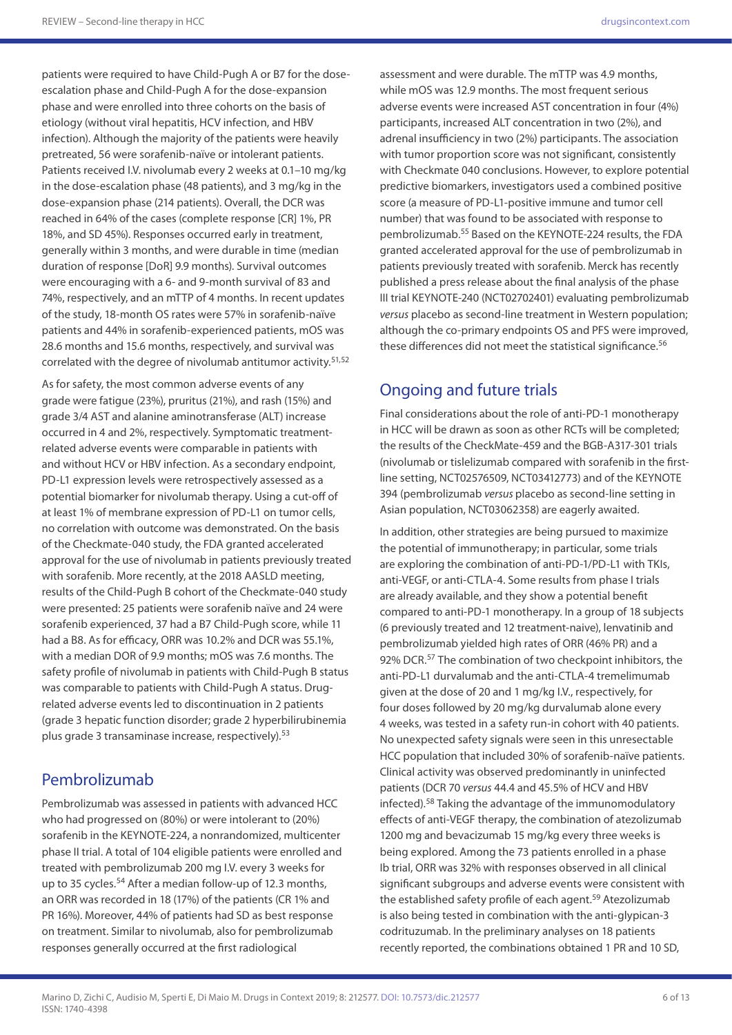patients were required to have Child-Pugh A or B7 for the dose-escalation phase and Child-Pugh A for the dose-expansion phase and were enrolled into three cohorts on the basis of etiology (without viral hepatitis, HCV infection, and HBV infection). Although the majority of the patients were heavily pretreated, 56 were sorafenib-naïve or intolerant patients. Patients received I.V. nivolumab every 2 weeks at 0.1–10 mg/kg in the dose-escalation phase (48 patients), and 3 mg/kg in the dose-expansion phase (214 patients). Overall, the DCR was reached in 64% of the cases (complete response [CR] 1%, PR 18%, and SD 45%). Responses occurred early in treatment, generally within 3 months, and were durable in time (median duration of response [DoR] 9.9 months). Survival outcomes were encouraging with a 6- and 9-month survival of 83 and 74%, respectively, and an mTTP of 4 months. In recent updates of the study, 18-month OS rates were 57% in sorafenib-naïve patients and 44% in sorafenib-experienced patients, mOS was 28.6 months and 15.6 months, respectively, and survival was correlated with the degree of nivolumab antitumor activity.[51,52]

As for safety, the most common adverse events of any grade were fatigue (23%), pruritus (21%), and rash (15%) and grade 3/4 AST and alanine aminotransferase (ALT) increase occurred in 4 and 2%, respectively. Symptomatic treatment-related adverse events were comparable in patients with and without HCV or HBV infection. As a secondary endpoint, PD-L1 expression levels were retrospectively assessed as a potential biomarker for nivolumab therapy. Using a cut-off of at least 1% of membrane expression of PD-L1 on tumor cells, no correlation with outcome was demonstrated. On the basis of the Checkmate-040 study, the FDA granted accelerated approval for the use of nivolumab in patients previously treated with sorafenib. More recently, at the 2018 AASLD meeting, results of the Child-Pugh B cohort of the Checkmate-040 study were presented: 25 patients were sorafenib naïve and 24 were sorafenib experienced, 37 had a B7 Child-Pugh score, while 11 had a B8. As for efficacy, ORR was 10.2% and DCR was 55.1%, with a median DOR of 9.9 months; mOS was 7.6 months. The safety profile of nivolumab in patients with Child-Pugh B status was comparable to patients with Child-Pugh A status. Drug-related adverse events led to discontinuation in 2 patients (grade 3 hepatic function disorder; grade 2 hyperbilirubinemia plus grade 3 transaminase increase, respectively).[53]

## Pembrolizumab

Pembrolizumab was assessed in patients with advanced HCC who had progressed on (80%) or were intolerant to (20%) sorafenib in the KEYNOTE-224, a nonrandomized, multicenter phase II trial. A total of 104 eligible patients were enrolled and treated with pembrolizumab 200 mg I.V. every 3 weeks for up to 35 cycles.[54] After a median follow-up of 12.3 months, an ORR was recorded in 18 (17%) of the patients (CR 1% and PR 16%). Moreover, 44% of patients had SD as best response on treatment. Similar to nivolumab, also for pembrolizumab responses generally occurred at the first radiological assessment and were durable. The mTTP was 4.9 months, while mOS was 12.9 months. The most frequent serious adverse events were increased AST concentration in four (4%) participants, increased ALT concentration in two (2%), and adrenal insufficiency in two (2%) participants. The association with tumor proportion score was not significant, consistently with Checkmate 040 conclusions. However, to explore potential predictive biomarkers, investigators used a combined positive score (a measure of PD-L1-positive immune and tumor cell number) that was found to be associated with response to pembrolizumab.[55] Based on the KEYNOTE-224 results, the FDA granted accelerated approval for the use of pembrolizumab in patients previously treated with sorafenib. Merck has recently published a press release about the final analysis of the phase III trial KEYNOTE-240 (NCT02702401) evaluating pembrolizumab *versus* placebo as second-line treatment in Western population; although the co-primary endpoints OS and PFS were improved, these differences did not meet the statistical significance.[56]

## Ongoing and future trials

Final considerations about the role of anti-PD-1 monotherapy in HCC will be drawn as soon as other RCTs will be completed; the results of the CheckMate-459 and the BGB-A317-301 trials (nivolumab or tislelizumab compared with sorafenib in the first-line setting, NCT02576509, NCT03412773) and of the KEYNOTE 394 (pembrolizumab *versus* placebo as second-line setting in Asian population, NCT03062358) are eagerly awaited.

In addition, other strategies are being pursued to maximize the potential of immunotherapy; in particular, some trials are exploring the combination of anti-PD-1/PD-L1 with TKIs, anti-VEGF, or anti-CTLA-4. Some results from phase I trials are already available, and they show a potential benefit compared to anti-PD-1 monotherapy. In a group of 18 subjects (6 previously treated and 12 treatment-naive), lenvatinib and pembrolizumab yielded high rates of ORR (46% PR) and a 92% DCR.[57] The combination of two checkpoint inhibitors, the anti-PD-L1 durvalumab and the anti-CTLA-4 tremelimumab given at the dose of 20 and 1 mg/kg I.V., respectively, for four doses followed by 20 mg/kg durvalumab alone every 4 weeks, was tested in a safety run-in cohort with 40 patients. No unexpected safety signals were seen in this unresectable HCC population that included 30% of sorafenib-naïve patients. Clinical activity was observed predominantly in uninfected patients (DCR 70 *versus* 44.4 and 45.5% of HCV and HBV infected).[58] Taking the advantage of the immunomodulatory effects of anti-VEGF therapy, the combination of atezolizumab 1200 mg and bevacizumab 15 mg/kg every three weeks is being explored. Among the 73 patients enrolled in a phase Ib trial, ORR was 32% with responses observed in all clinical significant subgroups and adverse events were consistent with the established safety profile of each agent.[59] Atezolizumab is also being tested in combination with the anti-glypican-3 codrituzumab. In the preliminary analyses on 18 patients recently reported, the combinations obtained 1 PR and 10 SD,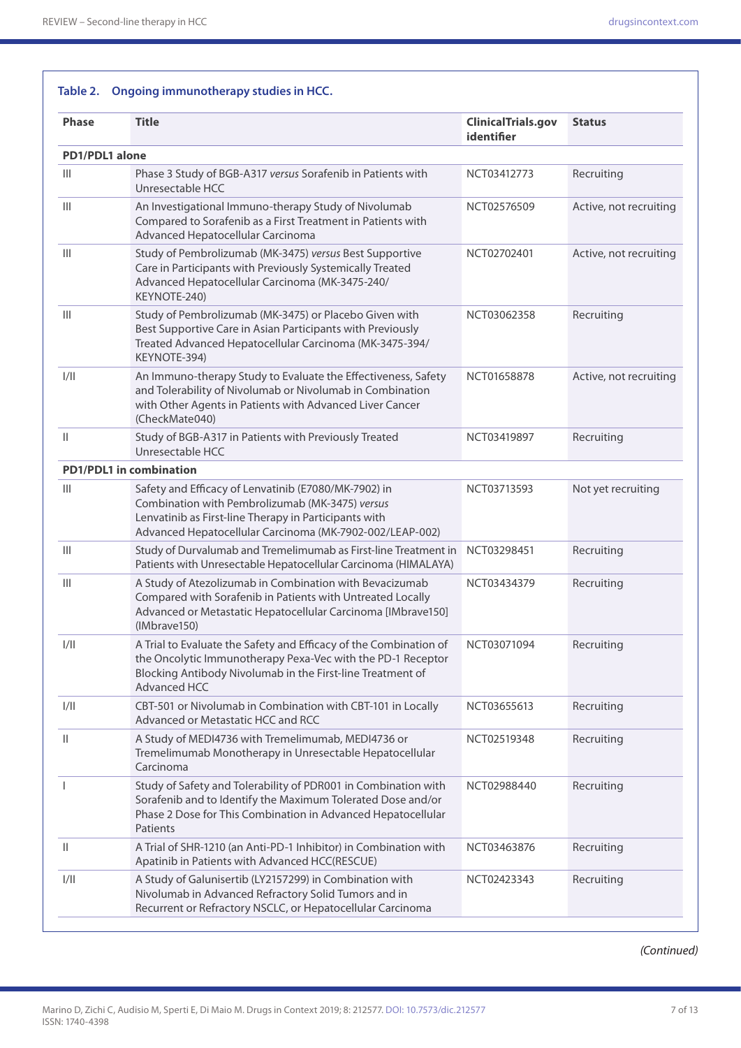**Table 2. Ongoing immunotherapy studies in HCC.**

| Phase | Title | ClinicalTrials.gov identifier | Status |
|---|---|---|---|
| **PD1/PDL1 alone** | | | |
| III | Phase 3 Study of BGB-A317 *versus* Sorafenib in Patients with Unresectable HCC | NCT03412773 | Recruiting |
| III | An Investigational Immuno-therapy Study of Nivolumab Compared to Sorafenib as a First Treatment in Patients with Advanced Hepatocellular Carcinoma | NCT02576509 | Active, not recruiting |
| III | Study of Pembrolizumab (MK-3475) *versus* Best Supportive Care in Participants with Previously Systemically Treated Advanced Hepatocellular Carcinoma (MK-3475-240/KEYNOTE-240) | NCT02702401 | Active, not recruiting |
| III | Study of Pembrolizumab (MK-3475) or Placebo Given with Best Supportive Care in Asian Participants with Previously Treated Advanced Hepatocellular Carcinoma (MK-3475-394/KEYNOTE-394) | NCT03062358 | Recruiting |
| I/II | An Immuno-therapy Study to Evaluate the Effectiveness, Safety and Tolerability of Nivolumab or Nivolumab in Combination with Other Agents in Patients with Advanced Liver Cancer (CheckMate040) | NCT01658878 | Active, not recruiting |
| II | Study of BGB-A317 in Patients with Previously Treated Unresectable HCC | NCT03419897 | Recruiting |
| **PD1/PDL1 in combination** | | | |
| III | Safety and Efficacy of Lenvatinib (E7080/MK-7902) in Combination with Pembrolizumab (MK-3475) *versus* Lenvatinib as First-line Therapy in Participants with Advanced Hepatocellular Carcinoma (MK-7902-002/LEAP-002) | NCT03713593 | Not yet recruiting |
| III | Study of Durvalumab and Tremelimumab as First-line Treatment in Patients with Unresectable Hepatocellular Carcinoma (HIMALAYA) | NCT03298451 | Recruiting |
| III | A Study of Atezolizumab in Combination with Bevacizumab Compared with Sorafenib in Patients with Untreated Locally Advanced or Metastatic Hepatocellular Carcinoma [IMbrave150] (IMbrave150) | NCT03434379 | Recruiting |
| I/II | A Trial to Evaluate the Safety and Efficacy of the Combination of the Oncolytic Immunotherapy Pexa-Vec with the PD-1 Receptor Blocking Antibody Nivolumab in the First-line Treatment of Advanced HCC | NCT03071094 | Recruiting |
| I/II | CBT-501 or Nivolumab in Combination with CBT-101 in Locally Advanced or Metastatic HCC and RCC | NCT03655613 | Recruiting |
| II | A Study of MEDI4736 with Tremelimumab, MEDI4736 or Tremelimumab Monotherapy in Unresectable Hepatocellular Carcinoma | NCT02519348 | Recruiting |
| I | Study of Safety and Tolerability of PDR001 in Combination with Sorafenib and to Identify the Maximum Tolerated Dose and/or Phase 2 Dose for This Combination in Advanced Hepatocellular Patients | NCT02988440 | Recruiting |
| II | A Trial of SHR-1210 (an Anti-PD-1 Inhibitor) in Combination with Apatinib in Patients with Advanced HCC(RESCUE) | NCT03463876 | Recruiting |
| I/II | A Study of Galunisertib (LY2157299) in Combination with Nivolumab in Advanced Refractory Solid Tumors and in Recurrent or Refractory NSCLC, or Hepatocellular Carcinoma | NCT02423343 | Recruiting |

*(Continued)*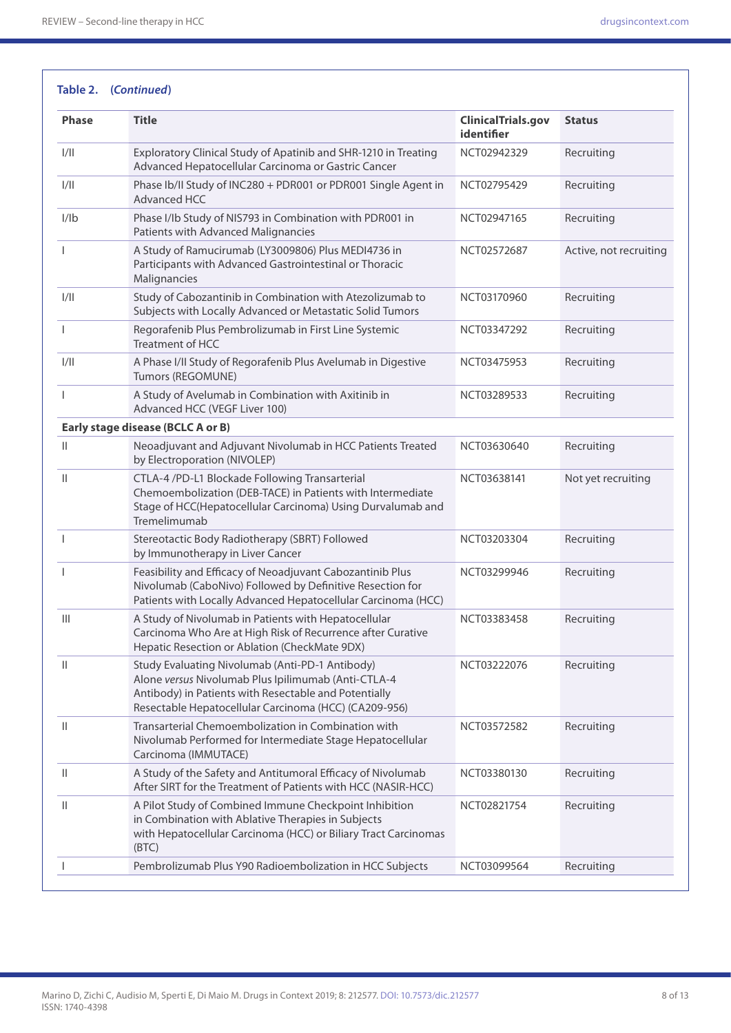**Table 2.** (*Continued*)

| Phase | Title | ClinicalTrials.gov identifier | Status |
|---|---|---|---|
| I/II | Exploratory Clinical Study of Apatinib and SHR-1210 in Treating Advanced Hepatocellular Carcinoma or Gastric Cancer | NCT02942329 | Recruiting |
| I/II | Phase Ib/II Study of INC280 + PDR001 or PDR001 Single Agent in Advanced HCC | NCT02795429 | Recruiting |
| I/Ib | Phase I/Ib Study of NIS793 in Combination with PDR001 in Patients with Advanced Malignancies | NCT02947165 | Recruiting |
| I | A Study of Ramucirumab (LY3009806) Plus MEDI4736 in Participants with Advanced Gastrointestinal or Thoracic Malignancies | NCT02572687 | Active, not recruiting |
| I/II | Study of Cabozantinib in Combination with Atezolizumab to Subjects with Locally Advanced or Metastatic Solid Tumors | NCT03170960 | Recruiting |
| I | Regorafenib Plus Pembrolizumab in First Line Systemic Treatment of HCC | NCT03347292 | Recruiting |
| I/II | A Phase I/II Study of Regorafenib Plus Avelumab in Digestive Tumors (REGOMUNE) | NCT03475953 | Recruiting |
| I | A Study of Avelumab in Combination with Axitinib in Advanced HCC (VEGF Liver 100) | NCT03289533 | Recruiting |
| **Early stage disease (BCLC A or B)** | | | |
| II | Neoadjuvant and Adjuvant Nivolumab in HCC Patients Treated by Electroporation (NIVOLEP) | NCT03630640 | Recruiting |
| II | CTLA-4 /PD-L1 Blockade Following Transarterial Chemoembolization (DEB-TACE) in Patients with Intermediate Stage of HCC(Hepatocellular Carcinoma) Using Durvalumab and Tremelimumab | NCT03638141 | Not yet recruiting |
| I | Stereotactic Body Radiotherapy (SBRT) Followed by Immunotherapy in Liver Cancer | NCT03203304 | Recruiting |
| I | Feasibility and Efficacy of Neoadjuvant Cabozantinib Plus Nivolumab (CaboNivo) Followed by Definitive Resection for Patients with Locally Advanced Hepatocellular Carcinoma (HCC) | NCT03299946 | Recruiting |
| III | A Study of Nivolumab in Patients with Hepatocellular Carcinoma Who Are at High Risk of Recurrence after Curative Hepatic Resection or Ablation (CheckMate 9DX) | NCT03383458 | Recruiting |
| II | Study Evaluating Nivolumab (Anti-PD-1 Antibody) Alone *versus* Nivolumab Plus Ipilimumab (Anti-CTLA-4 Antibody) in Patients with Resectable and Potentially Resectable Hepatocellular Carcinoma (HCC) (CA209-956) | NCT03222076 | Recruiting |
| II | Transarterial Chemoembolization in Combination with Nivolumab Performed for Intermediate Stage Hepatocellular Carcinoma (IMMUTACE) | NCT03572582 | Recruiting |
| II | A Study of the Safety and Antitumoral Efficacy of Nivolumab After SIRT for the Treatment of Patients with HCC (NASIR-HCC) | NCT03380130 | Recruiting |
| II | A Pilot Study of Combined Immune Checkpoint Inhibition in Combination with Ablative Therapies in Subjects with Hepatocellular Carcinoma (HCC) or Biliary Tract Carcinomas (BTC) | NCT02821754 | Recruiting |
| I | Pembrolizumab Plus Y90 Radioembolization in HCC Subjects | NCT03099564 | Recruiting |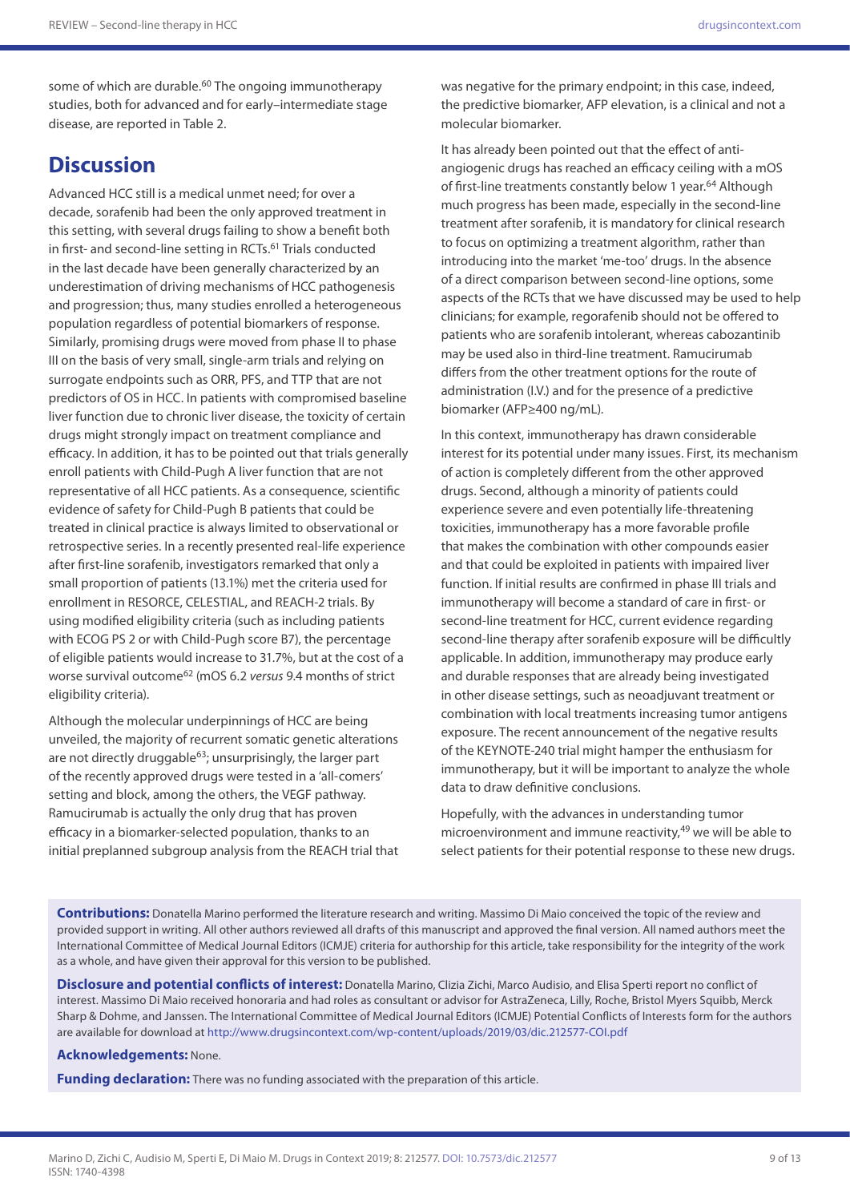some of which are durable.[60] The ongoing immunotherapy studies, both for advanced and for early–intermediate stage disease, are reported in Table 2.

## Discussion

Advanced HCC still is a medical unmet need; for over a decade, sorafenib had been the only approved treatment in this setting, with several drugs failing to show a benefit both in first- and second-line setting in RCTs.[61] Trials conducted in the last decade have been generally characterized by an underestimation of driving mechanisms of HCC pathogenesis and progression; thus, many studies enrolled a heterogeneous population regardless of potential biomarkers of response. Similarly, promising drugs were moved from phase II to phase III on the basis of very small, single-arm trials and relying on surrogate endpoints such as ORR, PFS, and TTP that are not predictors of OS in HCC. In patients with compromised baseline liver function due to chronic liver disease, the toxicity of certain drugs might strongly impact on treatment compliance and efficacy. In addition, it has to be pointed out that trials generally enroll patients with Child-Pugh A liver function that are not representative of all HCC patients. As a consequence, scientific evidence of safety for Child-Pugh B patients that could be treated in clinical practice is always limited to observational or retrospective series. In a recently presented real-life experience after first-line sorafenib, investigators remarked that only a small proportion of patients (13.1%) met the criteria used for enrollment in RESORCE, CELESTIAL, and REACH-2 trials. By using modified eligibility criteria (such as including patients with ECOG PS 2 or with Child-Pugh score B7), the percentage of eligible patients would increase to 31.7%, but at the cost of a worse survival outcome[62] (mOS 6.2 *versus* 9.4 months of strict eligibility criteria).

Although the molecular underpinnings of HCC are being unveiled, the majority of recurrent somatic genetic alterations are not directly druggable[63]; unsurprisingly, the larger part of the recently approved drugs were tested in a 'all-comers' setting and block, among the others, the VEGF pathway. Ramucirumab is actually the only drug that has proven efficacy in a biomarker-selected population, thanks to an initial preplanned subgroup analysis from the REACH trial that was negative for the primary endpoint; in this case, indeed, the predictive biomarker, AFP elevation, is a clinical and not a molecular biomarker.

It has already been pointed out that the effect of anti-angiogenic drugs has reached an efficacy ceiling with a mOS of first-line treatments constantly below 1 year.[64] Although much progress has been made, especially in the second-line treatment after sorafenib, it is mandatory for clinical research to focus on optimizing a treatment algorithm, rather than introducing into the market 'me-too' drugs. In the absence of a direct comparison between second-line options, some aspects of the RCTs that we have discussed may be used to help clinicians; for example, regorafenib should not be offered to patients who are sorafenib intolerant, whereas cabozantinib may be used also in third-line treatment. Ramucirumab differs from the other treatment options for the route of administration (I.V.) and for the presence of a predictive biomarker (AFP≥400 ng/mL).

In this context, immunotherapy has drawn considerable interest for its potential under many issues. First, its mechanism of action is completely different from the other approved drugs. Second, although a minority of patients could experience severe and even potentially life-threatening toxicities, immunotherapy has a more favorable profile that makes the combination with other compounds easier and that could be exploited in patients with impaired liver function. If initial results are confirmed in phase III trials and immunotherapy will become a standard of care in first- or second-line treatment for HCC, current evidence regarding second-line therapy after sorafenib exposure will be difficultly applicable. In addition, immunotherapy may produce early and durable responses that are already being investigated in other disease settings, such as neoadjuvant treatment or combination with local treatments increasing tumor antigens exposure. The recent announcement of the negative results of the KEYNOTE-240 trial might hamper the enthusiasm for immunotherapy, but it will be important to analyze the whole data to draw definitive conclusions.

Hopefully, with the advances in understanding tumor microenvironment and immune reactivity,[49] we will be able to select patients for their potential response to these new drugs.

**Contributions:** Donatella Marino performed the literature research and writing. Massimo Di Maio conceived the topic of the review and provided support in writing. All other authors reviewed all drafts of this manuscript and approved the final version. All named authors meet the International Committee of Medical Journal Editors (ICMJE) criteria for authorship for this article, take responsibility for the integrity of the work as a whole, and have given their approval for this version to be published.

**Disclosure and potential conflicts of interest:** Donatella Marino, Clizia Zichi, Marco Audisio, and Elisa Sperti report no conflict of interest. Massimo Di Maio received honoraria and had roles as consultant or advisor for AstraZeneca, Lilly, Roche, Bristol Myers Squibb, Merck Sharp & Dohme, and Janssen. The International Committee of Medical Journal Editors (ICMJE) Potential Conflicts of Interests form for the authors are available for download at http://www.drugsincontext.com/wp-content/uploads/2019/03/dic.212577-COI.pdf

**Acknowledgements:** None.

**Funding declaration:** There was no funding associated with the preparation of this article.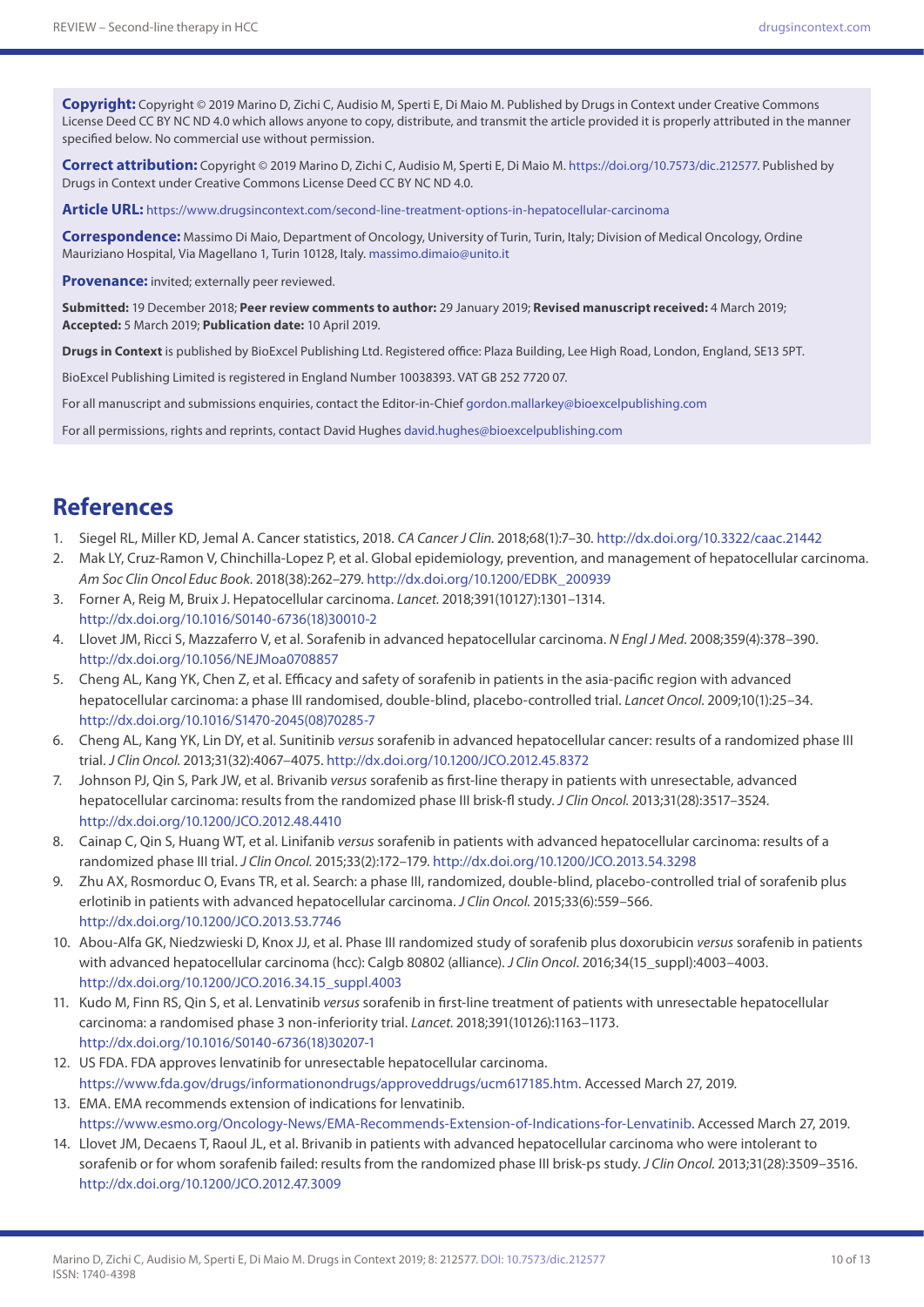**Copyright:** Copyright © 2019 Marino D, Zichi C, Audisio M, Sperti E, Di Maio M. Published by Drugs in Context under Creative Commons License Deed CC BY NC ND 4.0 which allows anyone to copy, distribute, and transmit the article provided it is properly attributed in the manner specified below. No commercial use without permission.

**Correct attribution:** Copyright © 2019 Marino D, Zichi C, Audisio M, Sperti E, Di Maio M. https://doi.org/10.7573/dic.212577. Published by Drugs in Context under Creative Commons License Deed CC BY NC ND 4.0.

**Article URL:** https://www.drugsincontext.com/second-line-treatment-options-in-hepatocellular-carcinoma

**Correspondence:** Massimo Di Maio, Department of Oncology, University of Turin, Turin, Italy; Division of Medical Oncology, Ordine Mauriziano Hospital, Via Magellano 1, Turin 10128, Italy. massimo.dimaio@unito.it

**Provenance:** invited; externally peer reviewed.

**Submitted:** 19 December 2018; **Peer review comments to author:** 29 January 2019; **Revised manuscript received:** 4 March 2019; **Accepted:** 5 March 2019; **Publication date:** 10 April 2019.

**Drugs in Context** is published by BioExcel Publishing Ltd. Registered office: Plaza Building, Lee High Road, London, England, SE13 5PT.

BioExcel Publishing Limited is registered in England Number 10038393. VAT GB 252 7720 07.

For all manuscript and submissions enquiries, contact the Editor-in-Chief gordon.mallarkey@bioexcelpublishing.com

For all permissions, rights and reprints, contact David Hughes david.hughes@bioexcelpublishing.com

## References

1. Siegel RL, Miller KD, Jemal A. Cancer statistics, 2018. *CA Cancer J Clin.* 2018;68(1):7–30. http://dx.doi.org/10.3322/caac.21442
2. Mak LY, Cruz-Ramon V, Chinchilla-Lopez P, et al. Global epidemiology, prevention, and management of hepatocellular carcinoma. *Am Soc Clin Oncol Educ Book.* 2018(38):262–279. http://dx.doi.org/10.1200/EDBK_200939
3. Forner A, Reig M, Bruix J. Hepatocellular carcinoma. *Lancet.* 2018;391(10127):1301–1314. http://dx.doi.org/10.1016/S0140-6736(18)30010-2
4. Llovet JM, Ricci S, Mazzaferro V, et al. Sorafenib in advanced hepatocellular carcinoma. *N Engl J Med.* 2008;359(4):378–390. http://dx.doi.org/10.1056/NEJMoa0708857
5. Cheng AL, Kang YK, Chen Z, et al. Efficacy and safety of sorafenib in patients in the asia-pacific region with advanced hepatocellular carcinoma: a phase III randomised, double-blind, placebo-controlled trial. *Lancet Oncol.* 2009;10(1):25–34. http://dx.doi.org/10.1016/S1470-2045(08)70285-7
6. Cheng AL, Kang YK, Lin DY, et al. Sunitinib *versus* sorafenib in advanced hepatocellular cancer: results of a randomized phase III trial. *J Clin Oncol.* 2013;31(32):4067–4075. http://dx.doi.org/10.1200/JCO.2012.45.8372
7. Johnson PJ, Qin S, Park JW, et al. Brivanib *versus* sorafenib as first-line therapy in patients with unresectable, advanced hepatocellular carcinoma: results from the randomized phase III brisk-fl study. *J Clin Oncol.* 2013;31(28):3517–3524. http://dx.doi.org/10.1200/JCO.2012.48.4410
8. Cainap C, Qin S, Huang WT, et al. Linifanib *versus* sorafenib in patients with advanced hepatocellular carcinoma: results of a randomized phase III trial. *J Clin Oncol.* 2015;33(2):172–179. http://dx.doi.org/10.1200/JCO.2013.54.3298
9. Zhu AX, Rosmorduc O, Evans TR, et al. Search: a phase III, randomized, double-blind, placebo-controlled trial of sorafenib plus erlotinib in patients with advanced hepatocellular carcinoma. *J Clin Oncol.* 2015;33(6):559–566. http://dx.doi.org/10.1200/JCO.2013.53.7746
10. Abou-Alfa GK, Niedzwieski D, Knox JJ, et al. Phase III randomized study of sorafenib plus doxorubicin *versus* sorafenib in patients with advanced hepatocellular carcinoma (hcc): Calgb 80802 (alliance). *J Clin Oncol.* 2016;34(15_suppl):4003–4003. http://dx.doi.org/10.1200/JCO.2016.34.15_suppl.4003
11. Kudo M, Finn RS, Qin S, et al. Lenvatinib *versus* sorafenib in first-line treatment of patients with unresectable hepatocellular carcinoma: a randomised phase 3 non-inferiority trial. *Lancet.* 2018;391(10126):1163–1173. http://dx.doi.org/10.1016/S0140-6736(18)30207-1
12. US FDA. FDA approves lenvatinib for unresectable hepatocellular carcinoma. https://www.fda.gov/drugs/informationondrugs/approveddrugs/ucm617185.htm. Accessed March 27, 2019.
13. EMA. EMA recommends extension of indications for lenvatinib. https://www.esmo.org/Oncology-News/EMA-Recommends-Extension-of-Indications-for-Lenvatinib. Accessed March 27, 2019.
14. Llovet JM, Decaens T, Raoul JL, et al. Brivanib in patients with advanced hepatocellular carcinoma who were intolerant to sorafenib or for whom sorafenib failed: results from the randomized phase III brisk-ps study. *J Clin Oncol.* 2013;31(28):3509–3516. http://dx.doi.org/10.1200/JCO.2012.47.3009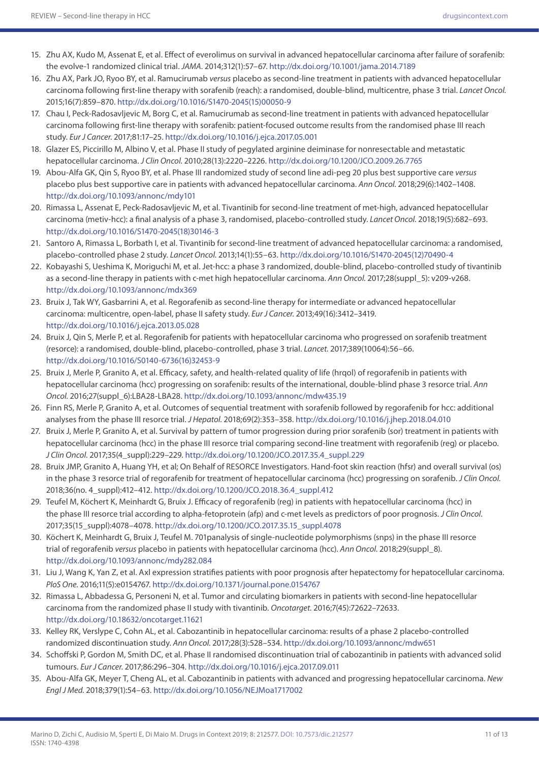15. Zhu AX, Kudo M, Assenat E, et al. Effect of everolimus on survival in advanced hepatocellular carcinoma after failure of sorafenib: the evolve-1 randomized clinical trial. *JAMA*. 2014;312(1):57–67. http://dx.doi.org/10.1001/jama.2014.7189
16. Zhu AX, Park JO, Ryoo BY, et al. Ramucirumab *versus* placebo as second-line treatment in patients with advanced hepatocellular carcinoma following first-line therapy with sorafenib (reach): a randomised, double-blind, multicentre, phase 3 trial. *Lancet Oncol.* 2015;16(7):859–870. http://dx.doi.org/10.1016/S1470-2045(15)00050-9
17. Chau I, Peck-Radosavljevic M, Borg C, et al. Ramucirumab as second-line treatment in patients with advanced hepatocellular carcinoma following first-line therapy with sorafenib: patient-focused outcome results from the randomised phase III reach study. *Eur J Cancer.* 2017;81:17–25. http://dx.doi.org/10.1016/j.ejca.2017.05.001
18. Glazer ES, Piccirillo M, Albino V, et al. Phase II study of pegylated arginine deiminase for nonresectable and metastatic hepatocellular carcinoma. *J Clin Oncol.* 2010;28(13):2220–2226. http://dx.doi.org/10.1200/JCO.2009.26.7765
19. Abou-Alfa GK, Qin S, Ryoo BY, et al. Phase III randomized study of second line adi-peg 20 plus best supportive care *versus* placebo plus best supportive care in patients with advanced hepatocellular carcinoma. *Ann Oncol.* 2018;29(6):1402–1408. http://dx.doi.org/10.1093/annonc/mdy101
20. Rimassa L, Assenat E, Peck-Radosavljevic M, et al. Tivantinib for second-line treatment of met-high, advanced hepatocellular carcinoma (metiv-hcc): a final analysis of a phase 3, randomised, placebo-controlled study. *Lancet Oncol.* 2018;19(5):682–693. http://dx.doi.org/10.1016/S1470-2045(18)30146-3
21. Santoro A, Rimassa L, Borbath I, et al. Tivantinib for second-line treatment of advanced hepatocellular carcinoma: a randomised, placebo-controlled phase 2 study. *Lancet Oncol.* 2013;14(1):55–63. http://dx.doi.org/10.1016/S1470-2045(12)70490-4
22. Kobayashi S, Ueshima K, Moriguchi M, et al. Jet-hcc: a phase 3 randomized, double-blind, placebo-controlled study of tivantinib as a second-line therapy in patients with c-met high hepatocellular carcinoma. *Ann Oncol.* 2017;28(suppl_5): v209-v268. http://dx.doi.org/10.1093/annonc/mdx369
23. Bruix J, Tak WY, Gasbarrini A, et al. Regorafenib as second-line therapy for intermediate or advanced hepatocellular carcinoma: multicentre, open-label, phase II safety study. *Eur J Cancer.* 2013;49(16):3412–3419. http://dx.doi.org/10.1016/j.ejca.2013.05.028
24. Bruix J, Qin S, Merle P, et al. Regorafenib for patients with hepatocellular carcinoma who progressed on sorafenib treatment (resorce): a randomised, double-blind, placebo-controlled, phase 3 trial. *Lancet.* 2017;389(10064):56–66. http://dx.doi.org/10.1016/S0140-6736(16)32453-9
25. Bruix J, Merle P, Granito A, et al. Efficacy, safety, and health-related quality of life (hrqol) of regorafenib in patients with hepatocellular carcinoma (hcc) progressing on sorafenib: results of the international, double-blind phase 3 resorce trial. *Ann Oncol.* 2016;27(suppl_6):LBA28-LBA28. http://dx.doi.org/10.1093/annonc/mdw435.19
26. Finn RS, Merle P, Granito A, et al. Outcomes of sequential treatment with sorafenib followed by regorafenib for hcc: additional analyses from the phase III resorce trial. *J Hepatol.* 2018;69(2):353–358. http://dx.doi.org/10.1016/j.jhep.2018.04.010
27. Bruix J, Merle P, Granito A, et al. Survival by pattern of tumor progression during prior sorafenib (sor) treatment in patients with hepatocellular carcinoma (hcc) in the phase III resorce trial comparing second-line treatment with regorafenib (reg) or placebo. *J Clin Oncol.* 2017;35(4_suppl):229–229. http://dx.doi.org/10.1200/JCO.2017.35.4_suppl.229
28. Bruix JMP, Granito A, Huang YH, et al; On Behalf of RESORCE Investigators. Hand-foot skin reaction (hfsr) and overall survival (os) in the phase 3 resorce trial of regorafenib for treatment of hepatocellular carcinoma (hcc) progressing on sorafenib. *J Clin Oncol.* 2018;36(no. 4_suppl):412–412. http://dx.doi.org/10.1200/JCO.2018.36.4_suppl.412
29. Teufel M, Köchert K, Meinhardt G, Bruix J. Efficacy of regorafenib (reg) in patients with hepatocellular carcinoma (hcc) in the phase III resorce trial according to alpha-fetoprotein (afp) and c-met levels as predictors of poor prognosis. *J Clin Oncol*. 2017;35(15_suppl):4078–4078. http://dx.doi.org/10.1200/JCO.2017.35.15_suppl.4078
30. Köchert K, Meinhardt G, Bruix J, Teufel M. 701panalysis of single-nucleotide polymorphisms (snps) in the phase III resorce trial of regorafenib *versus* placebo in patients with hepatocellular carcinoma (hcc). *Ann Oncol.* 2018;29(suppl_8). http://dx.doi.org/10.1093/annonc/mdy282.084
31. Liu J, Wang K, Yan Z, et al. Axl expression stratifies patients with poor prognosis after hepatectomy for hepatocellular carcinoma. *PloS One.* 2016;11(5):e0154767. http://dx.doi.org/10.1371/journal.pone.0154767
32. Rimassa L, Abbadessa G, Personeni N, et al. Tumor and circulating biomarkers in patients with second-line hepatocellular carcinoma from the randomized phase II study with tivantinib. *Oncotarget.* 2016;7(45):72622–72633. http://dx.doi.org/10.18632/oncotarget.11621
33. Kelley RK, Verslype C, Cohn AL, et al. Cabozantinib in hepatocellular carcinoma: results of a phase 2 placebo-controlled randomized discontinuation study. *Ann Oncol.* 2017;28(3):528–534. http://dx.doi.org/10.1093/annonc/mdw651
34. Schoffski P, Gordon M, Smith DC, et al. Phase II randomised discontinuation trial of cabozantinib in patients with advanced solid tumours. *Eur J Cancer.* 2017;86:296–304. http://dx.doi.org/10.1016/j.ejca.2017.09.011
35. Abou-Alfa GK, Meyer T, Cheng AL, et al. Cabozantinib in patients with advanced and progressing hepatocellular carcinoma. *New Engl J Med.* 2018;379(1):54–63. http://dx.doi.org/10.1056/NEJMoa1717002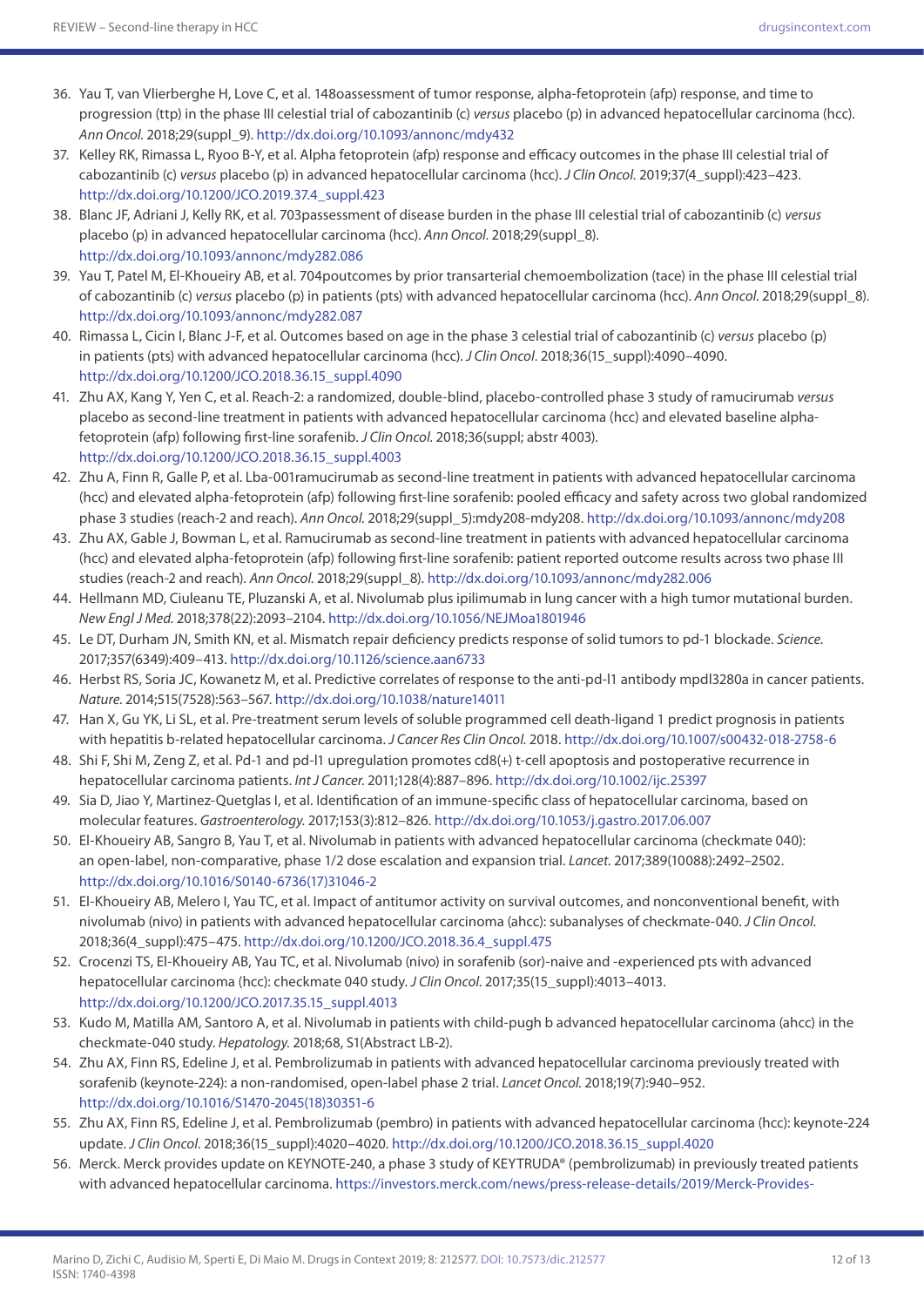36. Yau T, van Vlierberghe H, Love C, et al. 148oassessment of tumor response, alpha-fetoprotein (afp) response, and time to progression (ttp) in the phase III celestial trial of cabozantinib (c) *versus* placebo (p) in advanced hepatocellular carcinoma (hcc). *Ann Oncol.* 2018;29(suppl_9). http://dx.doi.org/10.1093/annonc/mdy432
37. Kelley RK, Rimassa L, Ryoo B-Y, et al. Alpha fetoprotein (afp) response and efficacy outcomes in the phase III celestial trial of cabozantinib (c) *versus* placebo (p) in advanced hepatocellular carcinoma (hcc). *J Clin Oncol.* 2019;37(4_suppl):423–423. http://dx.doi.org/10.1200/JCO.2019.37.4_suppl.423
38. Blanc JF, Adriani J, Kelly RK, et al. 703passessment of disease burden in the phase III celestial trial of cabozantinib (c) *versus* placebo (p) in advanced hepatocellular carcinoma (hcc). *Ann Oncol.* 2018;29(suppl_8). http://dx.doi.org/10.1093/annonc/mdy282.086
39. Yau T, Patel M, El-Khoueiry AB, et al. 704poutcomes by prior transarterial chemoembolization (tace) in the phase III celestial trial of cabozantinib (c) *versus* placebo (p) in patients (pts) with advanced hepatocellular carcinoma (hcc). *Ann Oncol.* 2018;29(suppl_8). http://dx.doi.org/10.1093/annonc/mdy282.087
40. Rimassa L, Cicin I, Blanc J-F, et al. Outcomes based on age in the phase 3 celestial trial of cabozantinib (c) *versus* placebo (p) in patients (pts) with advanced hepatocellular carcinoma (hcc). *J Clin Oncol*. 2018;36(15_suppl):4090–4090. http://dx.doi.org/10.1200/JCO.2018.36.15_suppl.4090
41. Zhu AX, Kang Y, Yen C, et al. Reach-2: a randomized, double-blind, placebo-controlled phase 3 study of ramucirumab *versus* placebo as second-line treatment in patients with advanced hepatocellular carcinoma (hcc) and elevated baseline alpha-fetoprotein (afp) following first-line sorafenib. *J Clin Oncol.* 2018;36(suppl; abstr 4003). http://dx.doi.org/10.1200/JCO.2018.36.15_suppl.4003
42. Zhu A, Finn R, Galle P, et al. Lba-001ramucirumab as second-line treatment in patients with advanced hepatocellular carcinoma (hcc) and elevated alpha-fetoprotein (afp) following first-line sorafenib: pooled efficacy and safety across two global randomized phase 3 studies (reach-2 and reach). *Ann Oncol.* 2018;29(suppl_5):mdy208-mdy208. http://dx.doi.org/10.1093/annonc/mdy208
43. Zhu AX, Gable J, Bowman L, et al. Ramucirumab as second-line treatment in patients with advanced hepatocellular carcinoma (hcc) and elevated alpha-fetoprotein (afp) following first-line sorafenib: patient reported outcome results across two phase III studies (reach-2 and reach). *Ann Oncol.* 2018;29(suppl_8). http://dx.doi.org/10.1093/annonc/mdy282.006
44. Hellmann MD, Ciuleanu TE, Pluzanski A, et al. Nivolumab plus ipilimumab in lung cancer with a high tumor mutational burden. *New Engl J Med.* 2018;378(22):2093–2104. http://dx.doi.org/10.1056/NEJMoa1801946
45. Le DT, Durham JN, Smith KN, et al. Mismatch repair deficiency predicts response of solid tumors to pd-1 blockade. *Science.* 2017;357(6349):409–413. http://dx.doi.org/10.1126/science.aan6733
46. Herbst RS, Soria JC, Kowanetz M, et al. Predictive correlates of response to the anti-pd-l1 antibody mpdl3280a in cancer patients. *Nature.* 2014;515(7528):563–567. http://dx.doi.org/10.1038/nature14011
47. Han X, Gu YK, Li SL, et al. Pre-treatment serum levels of soluble programmed cell death-ligand 1 predict prognosis in patients with hepatitis b-related hepatocellular carcinoma. *J Cancer Res Clin Oncol.* 2018. http://dx.doi.org/10.1007/s00432-018-2758-6
48. Shi F, Shi M, Zeng Z, et al. Pd-1 and pd-l1 upregulation promotes cd8(+) t-cell apoptosis and postoperative recurrence in hepatocellular carcinoma patients. *Int J Cancer.* 2011;128(4):887–896. http://dx.doi.org/10.1002/ijc.25397
49. Sia D, Jiao Y, Martinez-Quetglas I, et al. Identification of an immune-specific class of hepatocellular carcinoma, based on molecular features. *Gastroenterology.* 2017;153(3):812–826. http://dx.doi.org/10.1053/j.gastro.2017.06.007
50. El-Khoueiry AB, Sangro B, Yau T, et al. Nivolumab in patients with advanced hepatocellular carcinoma (checkmate 040): an open-label, non-comparative, phase 1/2 dose escalation and expansion trial. *Lancet.* 2017;389(10088):2492–2502. http://dx.doi.org/10.1016/S0140-6736(17)31046-2
51. El-Khoueiry AB, Melero I, Yau TC, et al. Impact of antitumor activity on survival outcomes, and nonconventional benefit, with nivolumab (nivo) in patients with advanced hepatocellular carcinoma (ahcc): subanalyses of checkmate-040. *J Clin Oncol.* 2018;36(4_suppl):475–475. http://dx.doi.org/10.1200/JCO.2018.36.4_suppl.475
52. Crocenzi TS, El-Khoueiry AB, Yau TC, et al. Nivolumab (nivo) in sorafenib (sor)-naive and -experienced pts with advanced hepatocellular carcinoma (hcc): checkmate 040 study. *J Clin Oncol.* 2017;35(15_suppl):4013–4013. http://dx.doi.org/10.1200/JCO.2017.35.15_suppl.4013
53. Kudo M, Matilla AM, Santoro A, et al. Nivolumab in patients with child-pugh b advanced hepatocellular carcinoma (ahcc) in the checkmate-040 study. *Hepatology.* 2018;68, S1(Abstract LB-2).
54. Zhu AX, Finn RS, Edeline J, et al. Pembrolizumab in patients with advanced hepatocellular carcinoma previously treated with sorafenib (keynote-224): a non-randomised, open-label phase 2 trial. *Lancet Oncol.* 2018;19(7):940–952. http://dx.doi.org/10.1016/S1470-2045(18)30351-6
55. Zhu AX, Finn RS, Edeline J, et al. Pembrolizumab (pembro) in patients with advanced hepatocellular carcinoma (hcc): keynote-224 update. *J Clin Oncol*. 2018;36(15_suppl):4020–4020. http://dx.doi.org/10.1200/JCO.2018.36.15_suppl.4020
56. Merck. Merck provides update on KEYNOTE-240, a phase 3 study of KEYTRUDA® (pembrolizumab) in previously treated patients with advanced hepatocellular carcinoma. https://investors.merck.com/news/press-release-details/2019/Merck-Provides-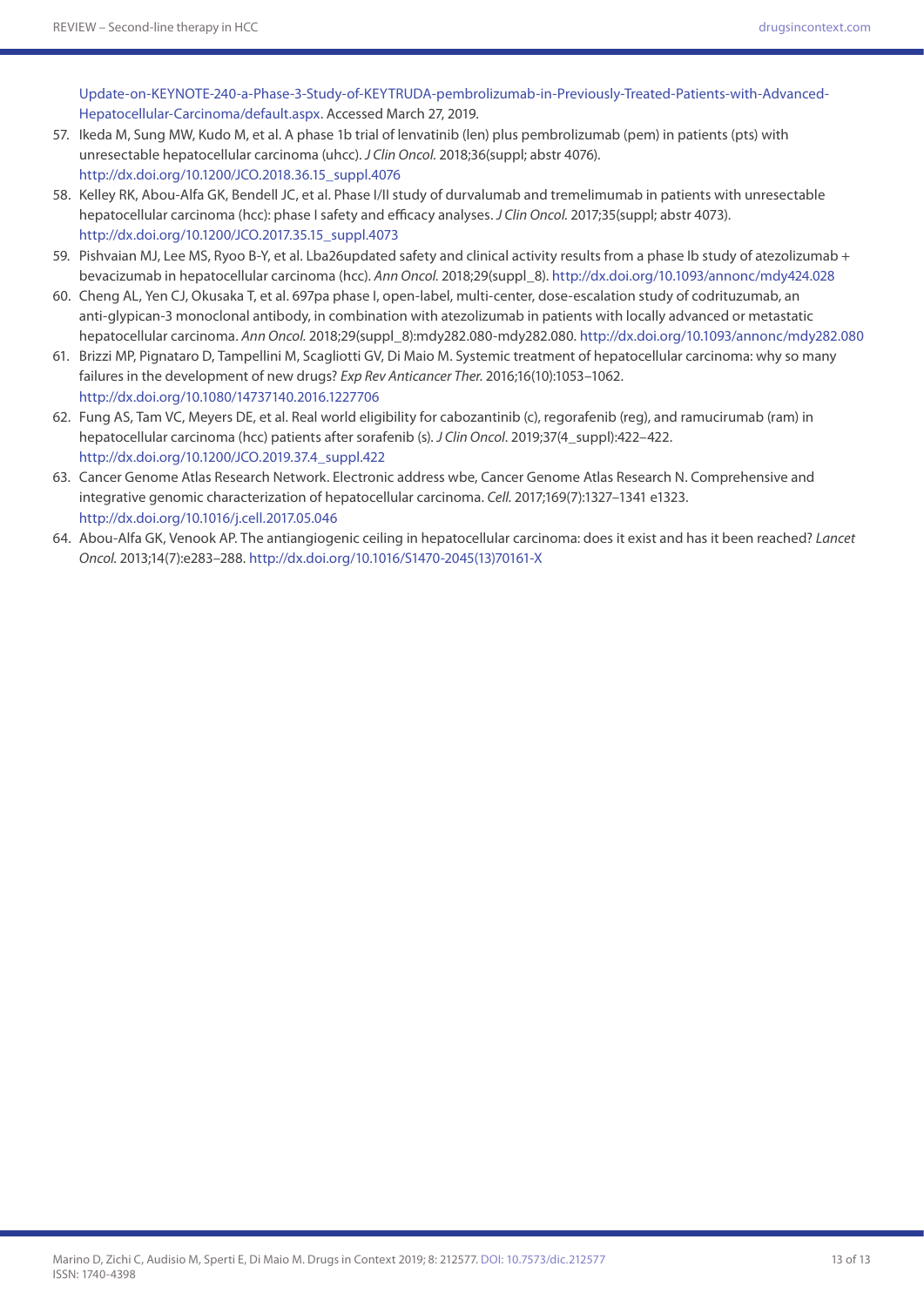Update-on-KEYNOTE-240-a-Phase-3-Study-of-KEYTRUDA-pembrolizumab-in-Previously-Treated-Patients-with-Advanced-Hepatocellular-Carcinoma/default.aspx. Accessed March 27, 2019.

57. Ikeda M, Sung MW, Kudo M, et al. A phase 1b trial of lenvatinib (len) plus pembrolizumab (pem) in patients (pts) with unresectable hepatocellular carcinoma (uhcc). *J Clin Oncol.* 2018;36(suppl; abstr 4076). http://dx.doi.org/10.1200/JCO.2018.36.15_suppl.4076
58. Kelley RK, Abou-Alfa GK, Bendell JC, et al. Phase I/II study of durvalumab and tremelimumab in patients with unresectable hepatocellular carcinoma (hcc): phase I safety and efficacy analyses. *J Clin Oncol.* 2017;35(suppl; abstr 4073). http://dx.doi.org/10.1200/JCO.2017.35.15_suppl.4073
59. Pishvaian MJ, Lee MS, Ryoo B-Y, et al. Lba26updated safety and clinical activity results from a phase Ib study of atezolizumab + bevacizumab in hepatocellular carcinoma (hcc). *Ann Oncol.* 2018;29(suppl_8). http://dx.doi.org/10.1093/annonc/mdy424.028
60. Cheng AL, Yen CJ, Okusaka T, et al. 697pa phase I, open-label, multi-center, dose-escalation study of codrituzumab, an anti-glypican-3 monoclonal antibody, in combination with atezolizumab in patients with locally advanced or metastatic hepatocellular carcinoma. *Ann Oncol.* 2018;29(suppl_8):mdy282.080-mdy282.080. http://dx.doi.org/10.1093/annonc/mdy282.080
61. Brizzi MP, Pignataro D, Tampellini M, Scagliotti GV, Di Maio M. Systemic treatment of hepatocellular carcinoma: why so many failures in the development of new drugs? *Exp Rev Anticancer Ther.* 2016;16(10):1053–1062. http://dx.doi.org/10.1080/14737140.2016.1227706
62. Fung AS, Tam VC, Meyers DE, et al. Real world eligibility for cabozantinib (c), regorafenib (reg), and ramucirumab (ram) in hepatocellular carcinoma (hcc) patients after sorafenib (s). *J Clin Oncol*. 2019;37(4_suppl):422–422. http://dx.doi.org/10.1200/JCO.2019.37.4_suppl.422
63. Cancer Genome Atlas Research Network. Electronic address wbe, Cancer Genome Atlas Research N. Comprehensive and integrative genomic characterization of hepatocellular carcinoma. *Cell.* 2017;169(7):1327–1341 e1323. http://dx.doi.org/10.1016/j.cell.2017.05.046
64. Abou-Alfa GK, Venook AP. The antiangiogenic ceiling in hepatocellular carcinoma: does it exist and has it been reached? *Lancet Oncol.* 2013;14(7):e283–288. http://dx.doi.org/10.1016/S1470-2045(13)70161-X